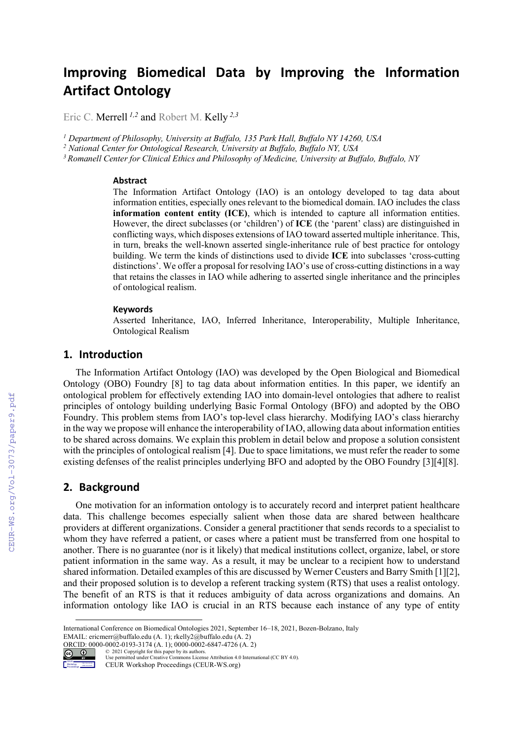# Improving Biomedical Data by Improving the Information Artifact Ontology

Eric C. Merrell [1,2] and Robert M. Kelly [2,3]

[1] Department of Philosophy, University at Buffalo, 135 Park Hall, Buffalo NY 14260, USA
[2] National Center for Ontological Research, University at Buffalo, Buffalo NY, USA
[3] Romanell Center for Clinical Ethics and Philosophy of Medicine, University at Buffalo, Buffalo, NY

### Abstract

The Information Artifact Ontology (IAO) is an ontology developed to tag data about information entities, especially ones relevant to the biomedical domain. IAO includes the class **information content entity (ICE)**, which is intended to capture all information entities. However, the direct subclasses (or 'children') of **ICE** (the 'parent' class) are distinguished in conflicting ways, which disposes extensions of IAO toward asserted multiple inheritance. This, in turn, breaks the well-known asserted single-inheritance rule of best practice for ontology building. We term the kinds of distinctions used to divide **ICE** into subclasses 'cross-cutting distinctions'. We offer a proposal for resolving IAO's use of cross-cutting distinctions in a way that retains the classes in IAO while adhering to asserted single inheritance and the principles of ontological realism.

### Keywords

Asserted Inheritance, IAO, Inferred Inheritance, Interoperability, Multiple Inheritance, Ontological Realism

## 1. Introduction

The Information Artifact Ontology (IAO) was developed by the Open Biological and Biomedical Ontology (OBO) Foundry [8] to tag data about information entities. In this paper, we identify an ontological problem for effectively extending IAO into domain-level ontologies that adhere to realist principles of ontology building underlying Basic Formal Ontology (BFO) and adopted by the OBO Foundry. This problem stems from IAO's top-level class hierarchy. Modifying IAO's class hierarchy in the way we propose will enhance the interoperability of IAO, allowing data about information entities to be shared across domains. We explain this problem in detail below and propose a solution consistent with the principles of ontological realism [4]. Due to space limitations, we must refer the reader to some existing defenses of the realist principles underlying BFO and adopted by the OBO Foundry [3][4][8].

## 2. Background

One motivation for an information ontology is to accurately record and interpret patient healthcare data. This challenge becomes especially salient when those data are shared between healthcare providers at different organizations. Consider a general practitioner that sends records to a specialist to whom they have referred a patient, or cases where a patient must be transferred from one hospital to another. There is no guarantee (nor is it likely) that medical institutions collect, organize, label, or store patient information in the same way. As a result, it may be unclear to a recipient how to understand shared information. Detailed examples of this are discussed by Werner Ceusters and Barry Smith [1][2], and their proposed solution is to develop a referent tracking system (RTS) that uses a realist ontology. The benefit of an RTS is that it reduces ambiguity of data across organizations and domains. An information ontology like IAO is crucial in an RTS because each instance of any type of entity

---

International Conference on Biomedical Ontologies 2021, September 16–18, 2021, Bozen-Bolzano, Italy
EMAIL: ericmerr@buffalo.edu (A. 1); rkelly2@buffalo.edu (A. 2)
ORCID: 0000-0002-0193-3174 (A. 1); 0000-0002-6847-4726 (A. 2)
© 2021 Copyright for this paper by its authors.
Use permitted under Creative Commons License Attribution 4.0 International (CC BY 4.0).
CEUR Workshop Proceedings (CEUR-WS.org)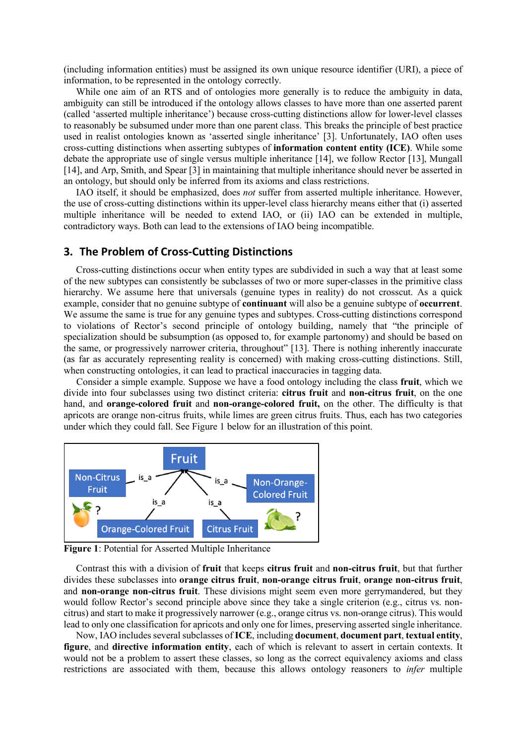(including information entities) must be assigned its own unique resource identifier (URI), a piece of information, to be represented in the ontology correctly.

While one aim of an RTS and of ontologies more generally is to reduce the ambiguity in data, ambiguity can still be introduced if the ontology allows classes to have more than one asserted parent (called 'asserted multiple inheritance') because cross-cutting distinctions allow for lower-level classes to reasonably be subsumed under more than one parent class. This breaks the principle of best practice used in realist ontologies known as 'asserted single inheritance' [3]. Unfortunately, IAO often uses cross-cutting distinctions when asserting subtypes of **information content entity (ICE)**. While some debate the appropriate use of single versus multiple inheritance [14], we follow Rector [13], Mungall [14], and Arp, Smith, and Spear [3] in maintaining that multiple inheritance should never be asserted in an ontology, but should only be inferred from its axioms and class restrictions.

IAO itself, it should be emphasized, does *not* suffer from asserted multiple inheritance. However, the use of cross-cutting distinctions within its upper-level class hierarchy means either that (i) asserted multiple inheritance will be needed to extend IAO, or (ii) IAO can be extended in multiple, contradictory ways. Both can lead to the extensions of IAO being incompatible.

## 3. The Problem of Cross-Cutting Distinctions

Cross-cutting distinctions occur when entity types are subdivided in such a way that at least some of the new subtypes can consistently be subclasses of two or more super-classes in the primitive class hierarchy. We assume here that universals (genuine types in reality) do not crosscut. As a quick example, consider that no genuine subtype of **continuant** will also be a genuine subtype of **occurrent**. We assume the same is true for any genuine types and subtypes. Cross-cutting distinctions correspond to violations of Rector's second principle of ontology building, namely that "the principle of specialization should be subsumption (as opposed to, for example partonomy) and should be based on the same, or progressively narrower criteria, throughout" [13]. There is nothing inherently inaccurate (as far as accurately representing reality is concerned) with making cross-cutting distinctions. Still, when constructing ontologies, it can lead to practical inaccuracies in tagging data.

Consider a simple example. Suppose we have a food ontology including the class **fruit**, which we divide into four subclasses using two distinct criteria: **citrus fruit** and **non-citrus fruit**, on the one hand, and **orange-colored fruit** and **non-orange-colored fruit,** on the other. The difficulty is that apricots are orange non-citrus fruits, while limes are green citrus fruits. Thus, each has two categories under which they could fall. See Figure 1 below for an illustration of this point.

**Figure 1**: Potential for Asserted Multiple Inheritance

Contrast this with a division of **fruit** that keeps **citrus fruit** and **non-citrus fruit**, but that further divides these subclasses into **orange citrus fruit**, **non-orange citrus fruit**, **orange non-citrus fruit**, and **non-orange non-citrus fruit**. These divisions might seem even more gerrymandered, but they would follow Rector's second principle above since they take a single criterion (e.g., citrus vs. non-citrus) and start to make it progressively narrower (e.g., orange citrus vs. non-orange citrus). This would lead to only one classification for apricots and only one for limes, preserving asserted single inheritance.

Now, IAO includes several subclasses of **ICE**, including **document**, **document part**, **textual entity**, **figure**, and **directive information entity**, each of which is relevant to assert in certain contexts. It would not be a problem to assert these classes, so long as the correct equivalency axioms and class restrictions are associated with them, because this allows ontology reasoners to *infer* multiple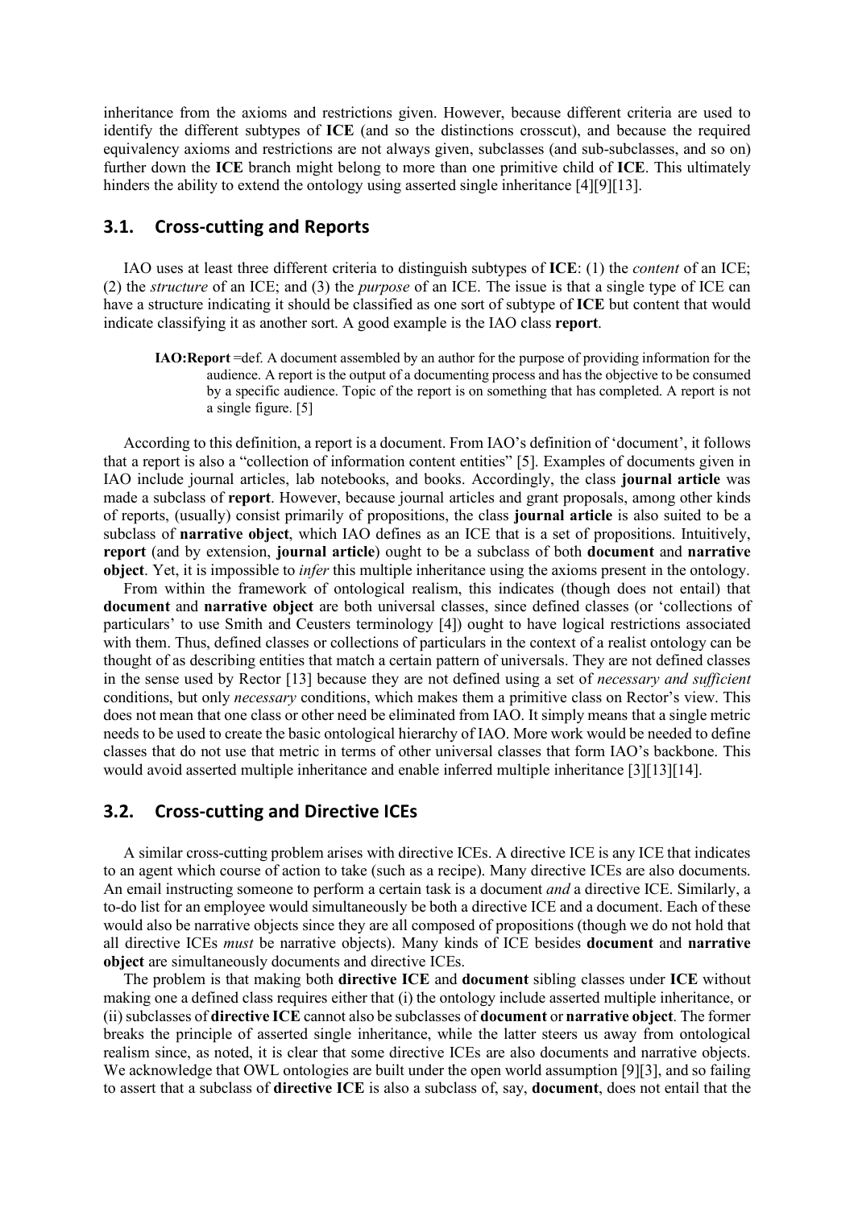inheritance from the axioms and restrictions given. However, because different criteria are used to identify the different subtypes of **ICE** (and so the distinctions crosscut), and because the required equivalency axioms and restrictions are not always given, subclasses (and sub-subclasses, and so on) further down the **ICE** branch might belong to more than one primitive child of **ICE**. This ultimately hinders the ability to extend the ontology using asserted single inheritance [4][9][13].

## 3.1. Cross-cutting and Reports

IAO uses at least three different criteria to distinguish subtypes of **ICE**: (1) the *content* of an ICE; (2) the *structure* of an ICE; and (3) the *purpose* of an ICE. The issue is that a single type of ICE can have a structure indicating it should be classified as one sort of subtype of **ICE** but content that would indicate classifying it as another sort. A good example is the IAO class **report**.

> **IAO:Report** =def. A document assembled by an author for the purpose of providing information for the audience. A report is the output of a documenting process and has the objective to be consumed by a specific audience. Topic of the report is on something that has completed. A report is not a single figure. [5]

According to this definition, a report is a document. From IAO's definition of 'document', it follows that a report is also a "collection of information content entities" [5]. Examples of documents given in IAO include journal articles, lab notebooks, and books. Accordingly, the class **journal article** was made a subclass of **report**. However, because journal articles and grant proposals, among other kinds of reports, (usually) consist primarily of propositions, the class **journal article** is also suited to be a subclass of **narrative object**, which IAO defines as an ICE that is a set of propositions. Intuitively, **report** (and by extension, **journal article**) ought to be a subclass of both **document** and **narrative object**. Yet, it is impossible to *infer* this multiple inheritance using the axioms present in the ontology.

From within the framework of ontological realism, this indicates (though does not entail) that **document** and **narrative object** are both universal classes, since defined classes (or 'collections of particulars' to use Smith and Ceusters terminology [4]) ought to have logical restrictions associated with them. Thus, defined classes or collections of particulars in the context of a realist ontology can be thought of as describing entities that match a certain pattern of universals. They are not defined classes in the sense used by Rector [13] because they are not defined using a set of *necessary and sufficient* conditions, but only *necessary* conditions, which makes them a primitive class on Rector's view. This does not mean that one class or other need be eliminated from IAO. It simply means that a single metric needs to be used to create the basic ontological hierarchy of IAO. More work would be needed to define classes that do not use that metric in terms of other universal classes that form IAO's backbone. This would avoid asserted multiple inheritance and enable inferred multiple inheritance [3][13][14].

## 3.2. Cross-cutting and Directive ICEs

A similar cross-cutting problem arises with directive ICEs. A directive ICE is any ICE that indicates to an agent which course of action to take (such as a recipe). Many directive ICEs are also documents. An email instructing someone to perform a certain task is a document *and* a directive ICE. Similarly, a to-do list for an employee would simultaneously be both a directive ICE and a document. Each of these would also be narrative objects since they are all composed of propositions (though we do not hold that all directive ICEs *must* be narrative objects). Many kinds of ICE besides **document** and **narrative object** are simultaneously documents and directive ICEs.

The problem is that making both **directive ICE** and **document** sibling classes under **ICE** without making one a defined class requires either that (i) the ontology include asserted multiple inheritance, or (ii) subclasses of **directive ICE** cannot also be subclasses of **document** or **narrative object**. The former breaks the principle of asserted single inheritance, while the latter steers us away from ontological realism since, as noted, it is clear that some directive ICEs are also documents and narrative objects. We acknowledge that OWL ontologies are built under the open world assumption [9][3], and so failing to assert that a subclass of **directive ICE** is also a subclass of, say, **document**, does not entail that the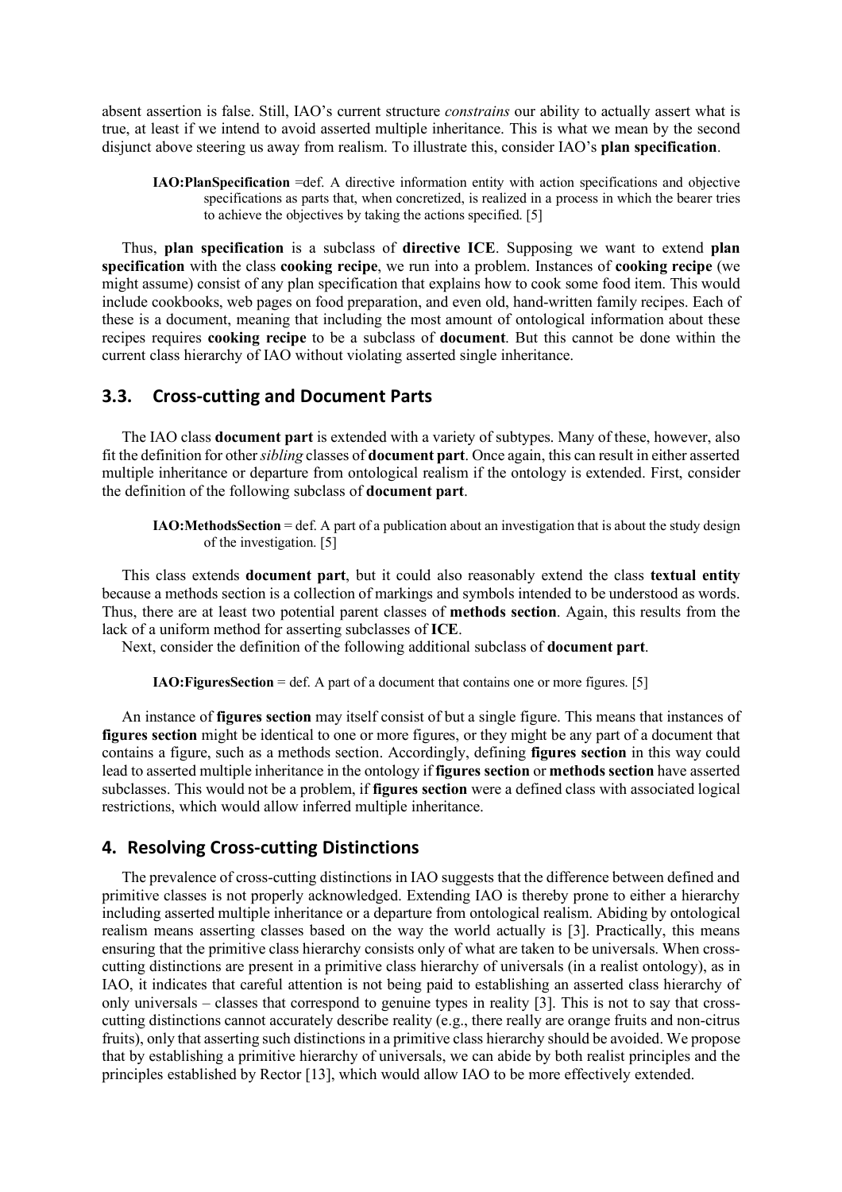absent assertion is false. Still, IAO's current structure *constrains* our ability to actually assert what is true, at least if we intend to avoid asserted multiple inheritance. This is what we mean by the second disjunct above steering us away from realism. To illustrate this, consider IAO's **plan specification**.

> **IAO:PlanSpecification** =def. A directive information entity with action specifications and objective specifications as parts that, when concretized, is realized in a process in which the bearer tries to achieve the objectives by taking the actions specified. [5]

Thus, **plan specification** is a subclass of **directive ICE**. Supposing we want to extend **plan specification** with the class **cooking recipe**, we run into a problem. Instances of **cooking recipe** (we might assume) consist of any plan specification that explains how to cook some food item. This would include cookbooks, web pages on food preparation, and even old, hand-written family recipes. Each of these is a document, meaning that including the most amount of ontological information about these recipes requires **cooking recipe** to be a subclass of **document**. But this cannot be done within the current class hierarchy of IAO without violating asserted single inheritance.

## 3.3. Cross-cutting and Document Parts

The IAO class **document part** is extended with a variety of subtypes. Many of these, however, also fit the definition for other *sibling* classes of **document part**. Once again, this can result in either asserted multiple inheritance or departure from ontological realism if the ontology is extended. First, consider the definition of the following subclass of **document part**.

> **IAO:MethodsSection** = def. A part of a publication about an investigation that is about the study design of the investigation. [5]

This class extends **document part**, but it could also reasonably extend the class **textual entity** because a methods section is a collection of markings and symbols intended to be understood as words. Thus, there are at least two potential parent classes of **methods section**. Again, this results from the lack of a uniform method for asserting subclasses of **ICE**.

Next, consider the definition of the following additional subclass of **document part**.

> **IAO:FiguresSection** = def. A part of a document that contains one or more figures. [5]

An instance of **figures section** may itself consist of but a single figure. This means that instances of **figures section** might be identical to one or more figures, or they might be any part of a document that contains a figure, such as a methods section. Accordingly, defining **figures section** in this way could lead to asserted multiple inheritance in the ontology if **figures section** or **methods section** have asserted subclasses. This would not be a problem, if **figures section** were a defined class with associated logical restrictions, which would allow inferred multiple inheritance.

# 4. Resolving Cross-cutting Distinctions

The prevalence of cross-cutting distinctions in IAO suggests that the difference between defined and primitive classes is not properly acknowledged. Extending IAO is thereby prone to either a hierarchy including asserted multiple inheritance or a departure from ontological realism. Abiding by ontological realism means asserting classes based on the way the world actually is [3]. Practically, this means ensuring that the primitive class hierarchy consists only of what are taken to be universals. When cross-cutting distinctions are present in a primitive class hierarchy of universals (in a realist ontology), as in IAO, it indicates that careful attention is not being paid to establishing an asserted class hierarchy of only universals – classes that correspond to genuine types in reality [3]. This is not to say that cross-cutting distinctions cannot accurately describe reality (e.g., there really are orange fruits and non-citrus fruits), only that asserting such distinctions in a primitive class hierarchy should be avoided. We propose that by establishing a primitive hierarchy of universals, we can abide by both realist principles and the principles established by Rector [13], which would allow IAO to be more effectively extended.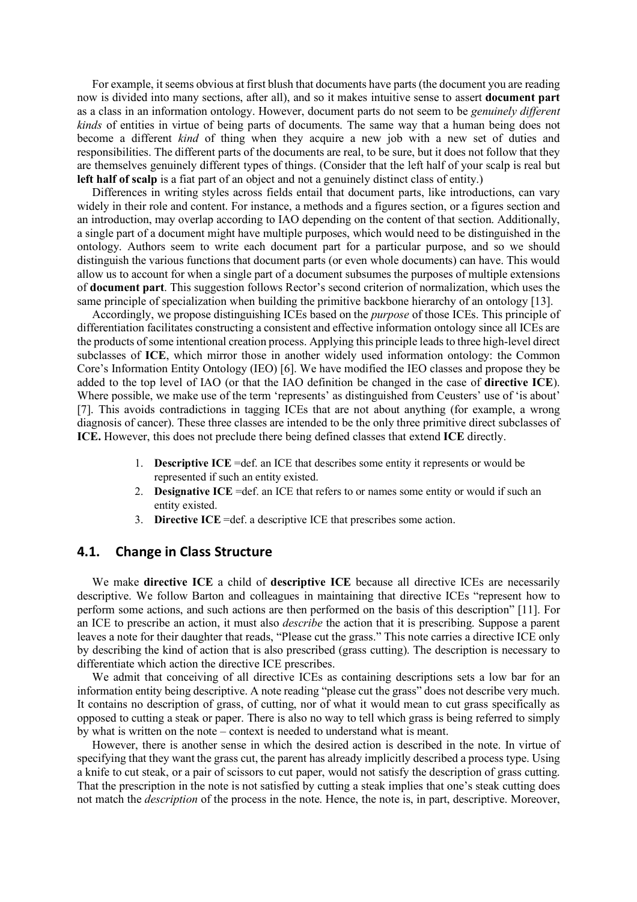For example, it seems obvious at first blush that documents have parts (the document you are reading now is divided into many sections, after all), and so it makes intuitive sense to assert **document part** as a class in an information ontology. However, document parts do not seem to be *genuinely different kinds* of entities in virtue of being parts of documents. The same way that a human being does not become a different *kind* of thing when they acquire a new job with a new set of duties and responsibilities. The different parts of the documents are real, to be sure, but it does not follow that they are themselves genuinely different types of things. (Consider that the left half of your scalp is real but **left half of scalp** is a fiat part of an object and not a genuinely distinct class of entity.)

Differences in writing styles across fields entail that document parts, like introductions, can vary widely in their role and content. For instance, a methods and a figures section, or a figures section and an introduction, may overlap according to IAO depending on the content of that section. Additionally, a single part of a document might have multiple purposes, which would need to be distinguished in the ontology. Authors seem to write each document part for a particular purpose, and so we should distinguish the various functions that document parts (or even whole documents) can have. This would allow us to account for when a single part of a document subsumes the purposes of multiple extensions of **document part**. This suggestion follows Rector's second criterion of normalization, which uses the same principle of specialization when building the primitive backbone hierarchy of an ontology [13].

Accordingly, we propose distinguishing ICEs based on the *purpose* of those ICEs. This principle of differentiation facilitates constructing a consistent and effective information ontology since all ICEs are the products of some intentional creation process. Applying this principle leads to three high-level direct subclasses of **ICE**, which mirror those in another widely used information ontology: the Common Core's Information Entity Ontology (IEO) [6]. We have modified the IEO classes and propose they be added to the top level of IAO (or that the IAO definition be changed in the case of **directive ICE**). Where possible, we make use of the term 'represents' as distinguished from Ceusters' use of 'is about' [7]. This avoids contradictions in tagging ICEs that are not about anything (for example, a wrong diagnosis of cancer). These three classes are intended to be the only three primitive direct subclasses of **ICE.** However, this does not preclude there being defined classes that extend **ICE** directly.

1. **Descriptive ICE** =def. an ICE that describes some entity it represents or would be represented if such an entity existed.
2. **Designative ICE** =def. an ICE that refers to or names some entity or would if such an entity existed.
3. **Directive ICE** =def. a descriptive ICE that prescribes some action.

## 4.1. Change in Class Structure

We make **directive ICE** a child of **descriptive ICE** because all directive ICEs are necessarily descriptive. We follow Barton and colleagues in maintaining that directive ICEs "represent how to perform some actions, and such actions are then performed on the basis of this description" [11]. For an ICE to prescribe an action, it must also *describe* the action that it is prescribing. Suppose a parent leaves a note for their daughter that reads, "Please cut the grass." This note carries a directive ICE only by describing the kind of action that is also prescribed (grass cutting). The description is necessary to differentiate which action the directive ICE prescribes.

We admit that conceiving of all directive ICEs as containing descriptions sets a low bar for an information entity being descriptive. A note reading "please cut the grass" does not describe very much. It contains no description of grass, of cutting, nor of what it would mean to cut grass specifically as opposed to cutting a steak or paper. There is also no way to tell which grass is being referred to simply by what is written on the note – context is needed to understand what is meant.

However, there is another sense in which the desired action is described in the note. In virtue of specifying that they want the grass cut, the parent has already implicitly described a process type. Using a knife to cut steak, or a pair of scissors to cut paper, would not satisfy the description of grass cutting. That the prescription in the note is not satisfied by cutting a steak implies that one's steak cutting does not match the *description* of the process in the note. Hence, the note is, in part, descriptive. Moreover,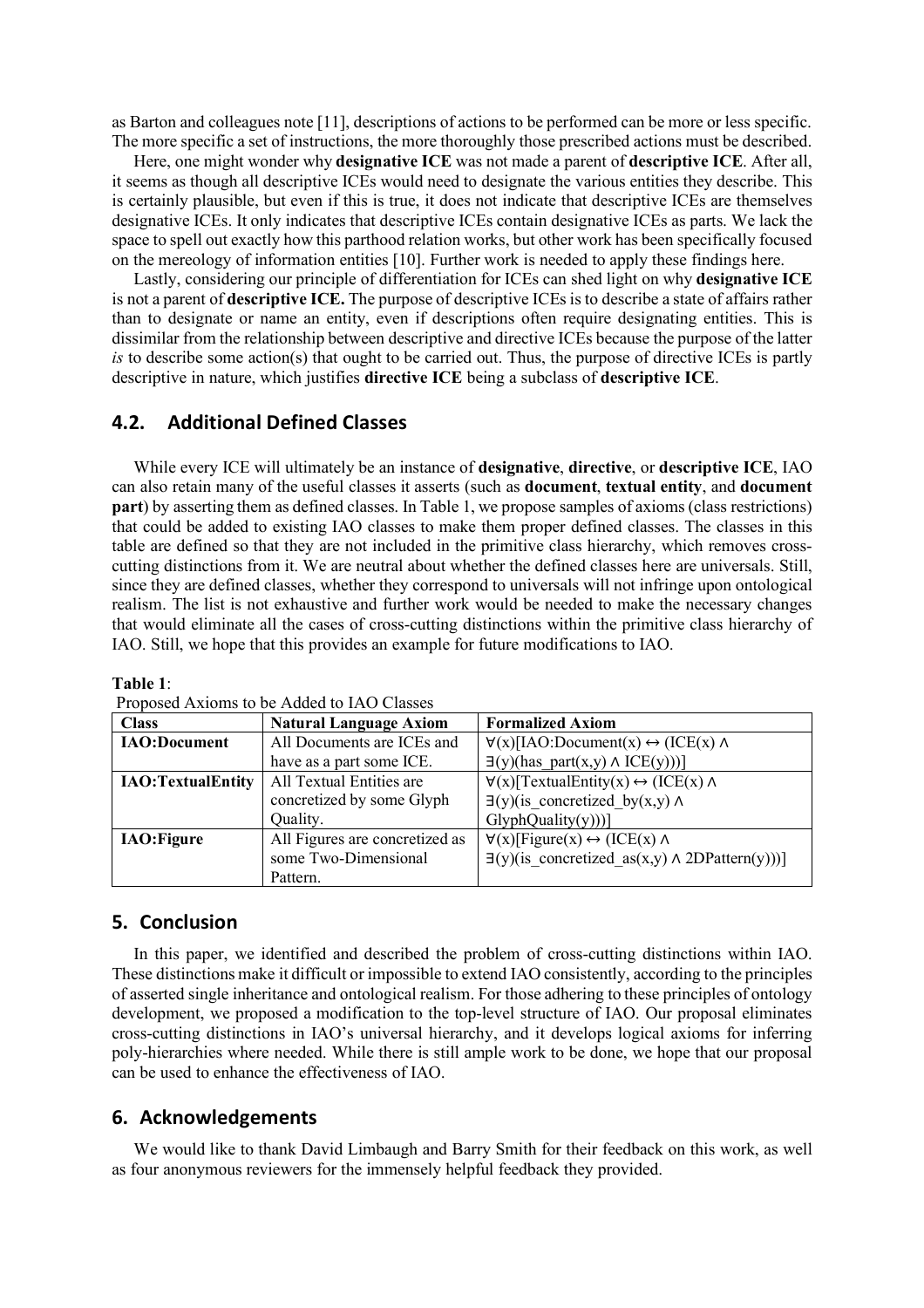as Barton and colleagues note [11], descriptions of actions to be performed can be more or less specific. The more specific a set of instructions, the more thoroughly those prescribed actions must be described.

Here, one might wonder why **designative ICE** was not made a parent of **descriptive ICE**. After all, it seems as though all descriptive ICEs would need to designate the various entities they describe. This is certainly plausible, but even if this is true, it does not indicate that descriptive ICEs are themselves designative ICEs. It only indicates that descriptive ICEs contain designative ICEs as parts. We lack the space to spell out exactly how this parthood relation works, but other work has been specifically focused on the mereology of information entities [10]. Further work is needed to apply these findings here.

Lastly, considering our principle of differentiation for ICEs can shed light on why **designative ICE** is not a parent of **descriptive ICE.** The purpose of descriptive ICEs is to describe a state of affairs rather than to designate or name an entity, even if descriptions often require designating entities. This is dissimilar from the relationship between descriptive and directive ICEs because the purpose of the latter *is* to describe some action(s) that ought to be carried out. Thus, the purpose of directive ICEs is partly descriptive in nature, which justifies **directive ICE** being a subclass of **descriptive ICE**.

## 4.2. Additional Defined Classes

While every ICE will ultimately be an instance of **designative**, **directive**, or **descriptive ICE**, IAO can also retain many of the useful classes it asserts (such as **document**, **textual entity**, and **document part**) by asserting them as defined classes. In Table 1, we propose samples of axioms (class restrictions) that could be added to existing IAO classes to make them proper defined classes. The classes in this table are defined so that they are not included in the primitive class hierarchy, which removes cross-cutting distinctions from it. We are neutral about whether the defined classes here are universals. Still, since they are defined classes, whether they correspond to universals will not infringe upon ontological realism. The list is not exhaustive and further work would be needed to make the necessary changes that would eliminate all the cases of cross-cutting distinctions within the primitive class hierarchy of IAO. Still, we hope that this provides an example for future modifications to IAO.

**Table 1**:
Proposed Axioms to be Added to IAO Classes

| Class | Natural Language Axiom | Formalized Axiom |
|---|---|---|
| **IAO:Document** | All Documents are ICEs and have as a part some ICE. | ∀(x)[IAO:Document(x) ↔ (ICE(x) ∧ ∃(y)(has_part(x,y) ∧ ICE(y)))] |
| **IAO:TextualEntity** | All Textual Entities are concretized by some Glyph Quality. | ∀(x)[TextualEntity(x) ↔ (ICE(x) ∧ ∃(y)(is_concretized_by(x,y) ∧ GlyphQuality(y)))] |
| **IAO:Figure** | All Figures are concretized as some Two-Dimensional Pattern. | ∀(x)[Figure(x) ↔ (ICE(x) ∧ ∃(y)(is_concretized_as(x,y) ∧ 2DPattern(y)))] |

## 5. Conclusion

In this paper, we identified and described the problem of cross-cutting distinctions within IAO. These distinctions make it difficult or impossible to extend IAO consistently, according to the principles of asserted single inheritance and ontological realism. For those adhering to these principles of ontology development, we proposed a modification to the top-level structure of IAO. Our proposal eliminates cross-cutting distinctions in IAO's universal hierarchy, and it develops logical axioms for inferring poly-hierarchies where needed. While there is still ample work to be done, we hope that our proposal can be used to enhance the effectiveness of IAO.

## 6. Acknowledgements

We would like to thank David Limbaugh and Barry Smith for their feedback on this work, as well as four anonymous reviewers for the immensely helpful feedback they provided.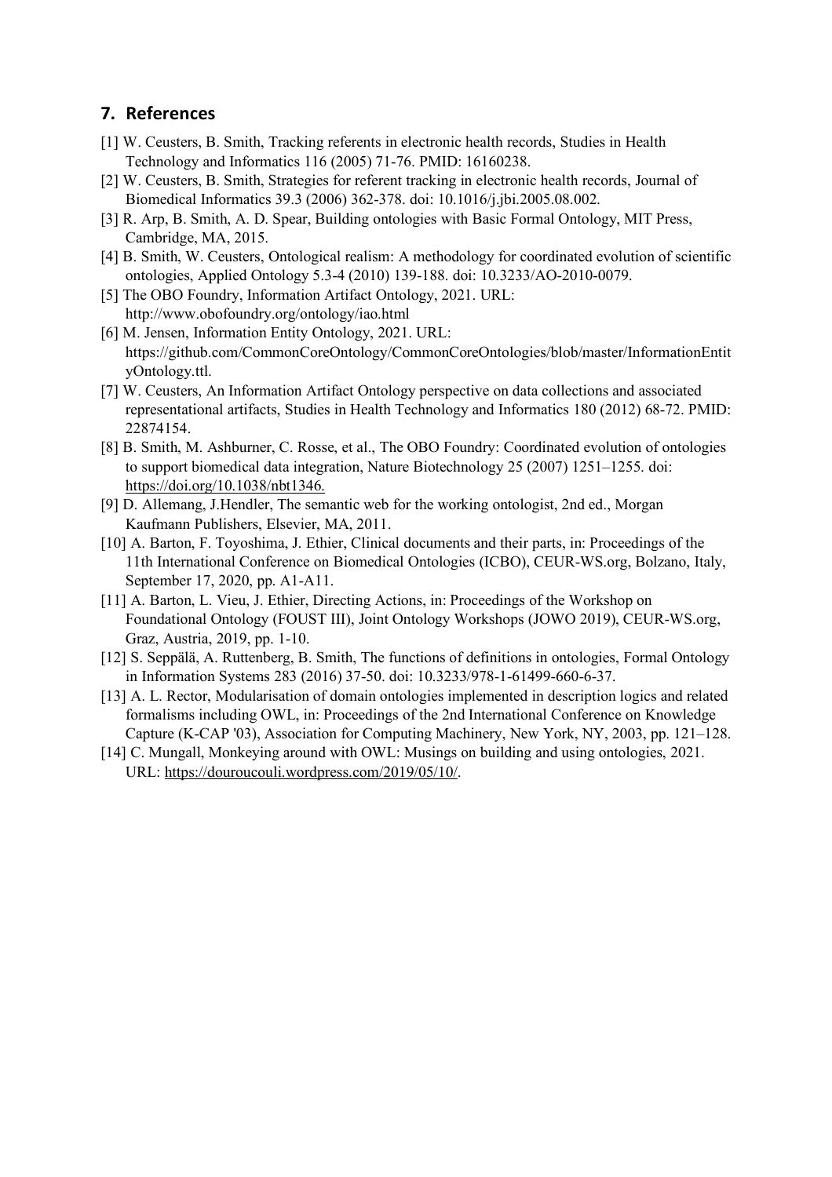## 7. References

[1] W. Ceusters, B. Smith, Tracking referents in electronic health records, Studies in Health Technology and Informatics 116 (2005) 71-76. PMID: 16160238.

[2] W. Ceusters, B. Smith, Strategies for referent tracking in electronic health records, Journal of Biomedical Informatics 39.3 (2006) 362-378. doi: 10.1016/j.jbi.2005.08.002.

[3] R. Arp, B. Smith, A. D. Spear, Building ontologies with Basic Formal Ontology, MIT Press, Cambridge, MA, 2015.

[4] B. Smith, W. Ceusters, Ontological realism: A methodology for coordinated evolution of scientific ontologies, Applied Ontology 5.3-4 (2010) 139-188. doi: 10.3233/AO-2010-0079.

[5] The OBO Foundry, Information Artifact Ontology, 2021. URL: http://www.obofoundry.org/ontology/iao.html

[6] M. Jensen, Information Entity Ontology, 2021. URL: https://github.com/CommonCoreOntology/CommonCoreOntologies/blob/master/InformationEntityOntology.ttl.

[7] W. Ceusters, An Information Artifact Ontology perspective on data collections and associated representational artifacts, Studies in Health Technology and Informatics 180 (2012) 68-72. PMID: 22874154.

[8] B. Smith, M. Ashburner, C. Rosse, et al., The OBO Foundry: Coordinated evolution of ontologies to support biomedical data integration, Nature Biotechnology 25 (2007) 1251–1255. doi: https://doi.org/10.1038/nbt1346.

[9] D. Allemang, J.Hendler, The semantic web for the working ontologist, 2nd ed., Morgan Kaufmann Publishers, Elsevier, MA, 2011.

[10] A. Barton, F. Toyoshima, J. Ethier, Clinical documents and their parts, in: Proceedings of the 11th International Conference on Biomedical Ontologies (ICBO), CEUR-WS.org, Bolzano, Italy, September 17, 2020, pp. A1-A11.

[11] A. Barton, L. Vieu, J. Ethier, Directing Actions, in: Proceedings of the Workshop on Foundational Ontology (FOUST III), Joint Ontology Workshops (JOWO 2019), CEUR-WS.org, Graz, Austria, 2019, pp. 1-10.

[12] S. Seppälä, A. Ruttenberg, B. Smith, The functions of definitions in ontologies, Formal Ontology in Information Systems 283 (2016) 37-50. doi: 10.3233/978-1-61499-660-6-37.

[13] A. L. Rector, Modularisation of domain ontologies implemented in description logics and related formalisms including OWL, in: Proceedings of the 2nd International Conference on Knowledge Capture (K-CAP '03), Association for Computing Machinery, New York, NY, 2003, pp. 121–128.

[14] C. Mungall, Monkeying around with OWL: Musings on building and using ontologies, 2021. URL: https://douroucouli.wordpress.com/2019/05/10/.